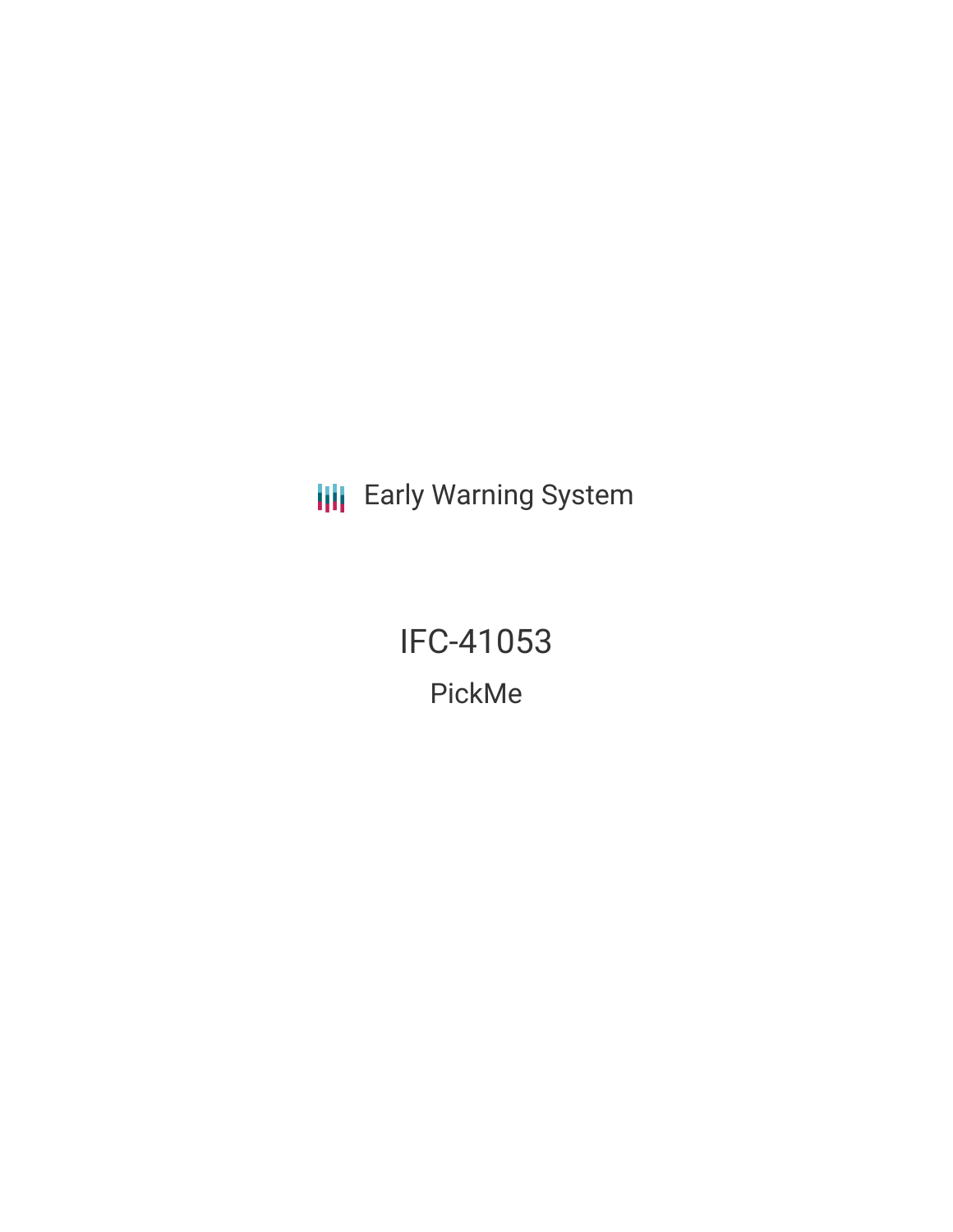Early Warning System

# IFC-41053

## PickMe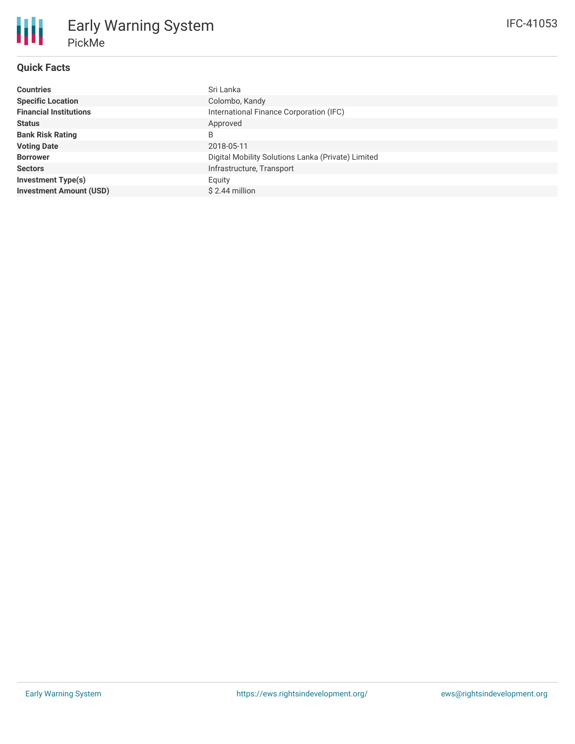# Early Warning System

## PickMe

IFC-41053

### Quick Facts

| | |
|---|---|
| **Countries** | Sri Lanka |
| **Specific Location** | Colombo, Kandy |
| **Financial Institutions** | International Finance Corporation (IFC) |
| **Status** | Approved |
| **Bank Risk Rating** | B |
| **Voting Date** | 2018-05-11 |
| **Borrower** | Digital Mobility Solutions Lanka (Private) Limited |
| **Sectors** | Infrastructure, Transport |
| **Investment Type(s)** | Equity |
| **Investment Amount (USD)** | $ 2.44 million |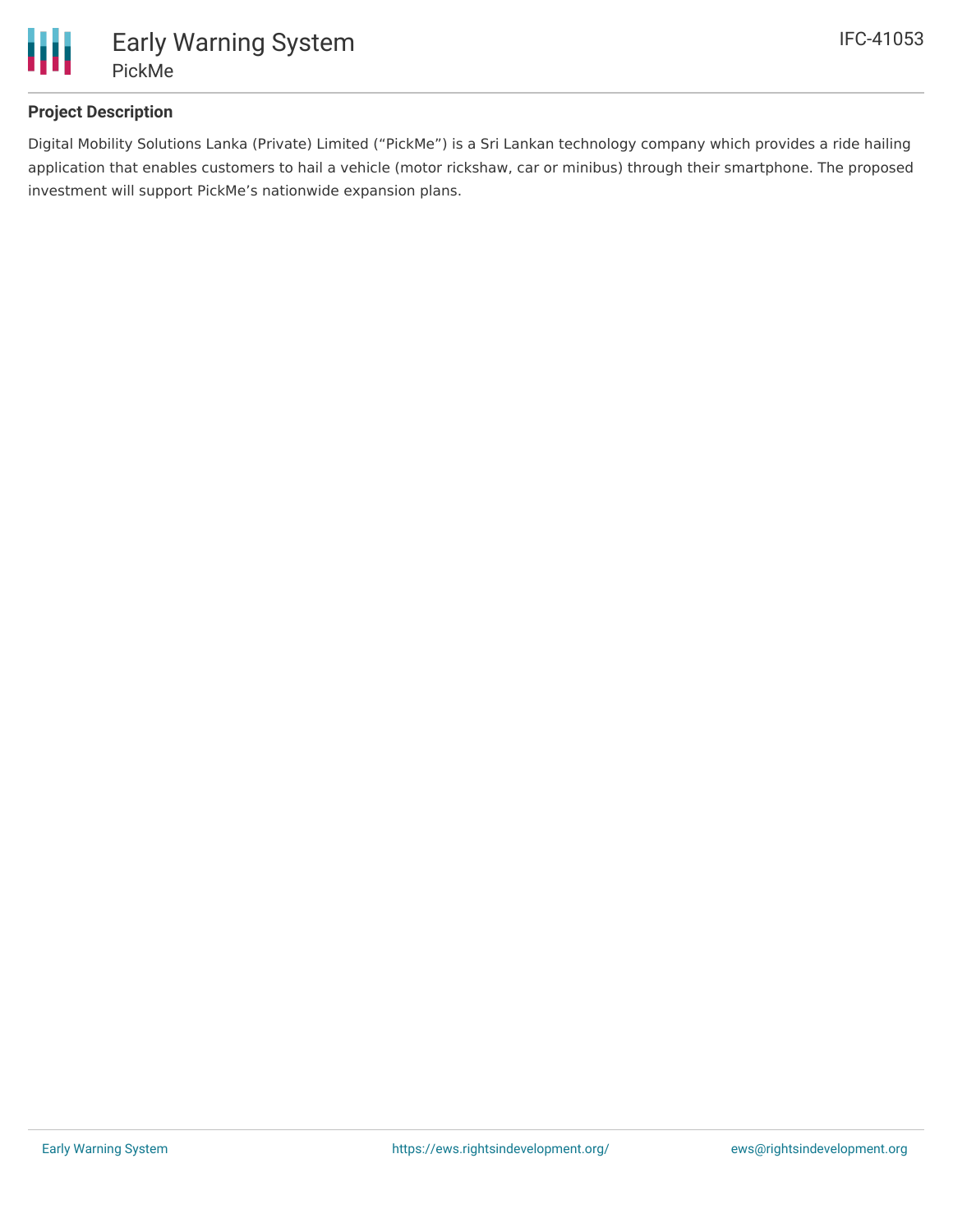## Project Description

Digital Mobility Solutions Lanka (Private) Limited ("PickMe") is a Sri Lankan technology company which provides a ride hailing application that enables customers to hail a vehicle (motor rickshaw, car or minibus) through their smartphone. The proposed investment will support PickMe's nationwide expansion plans.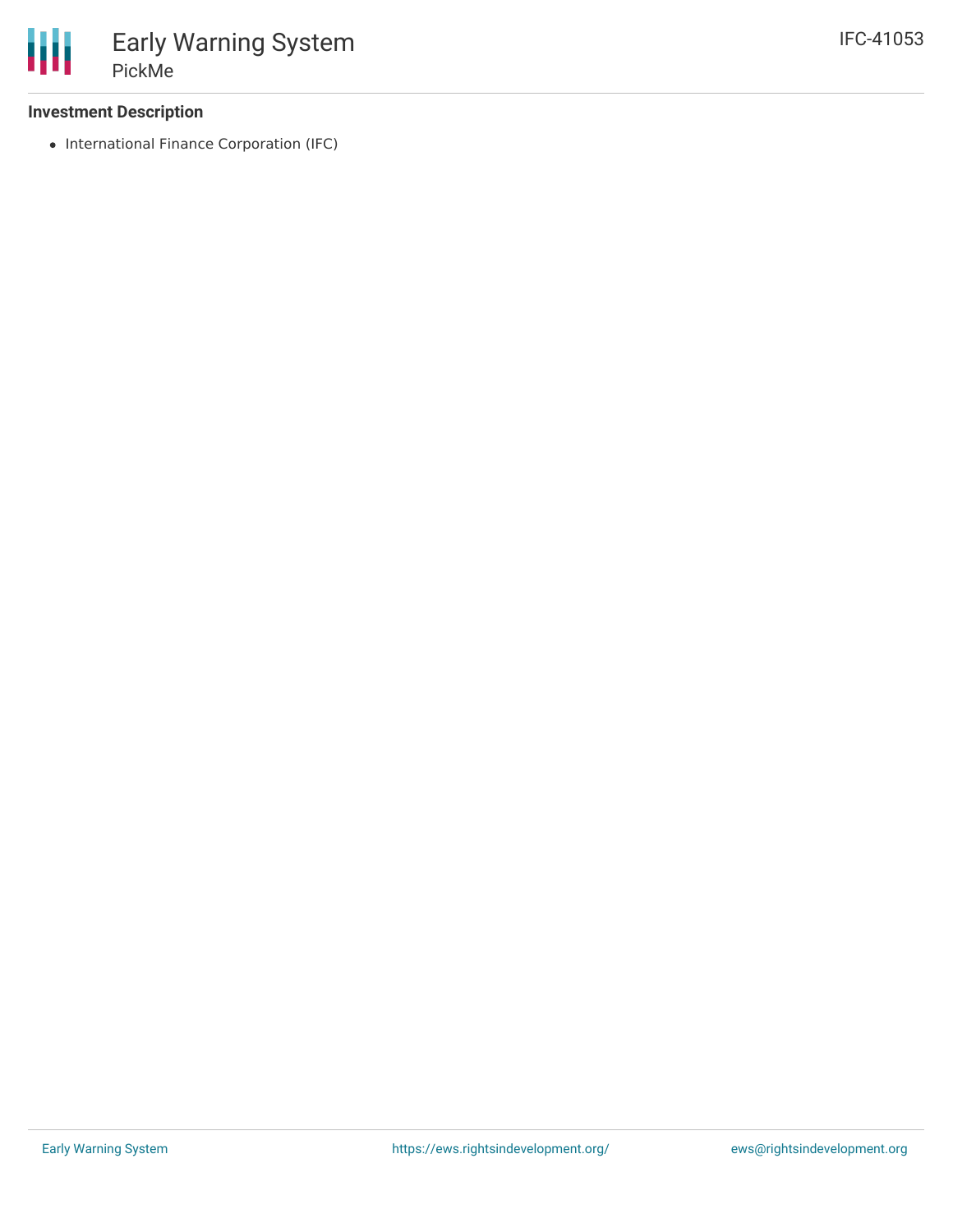### Investment Description

- International Finance Corporation (IFC)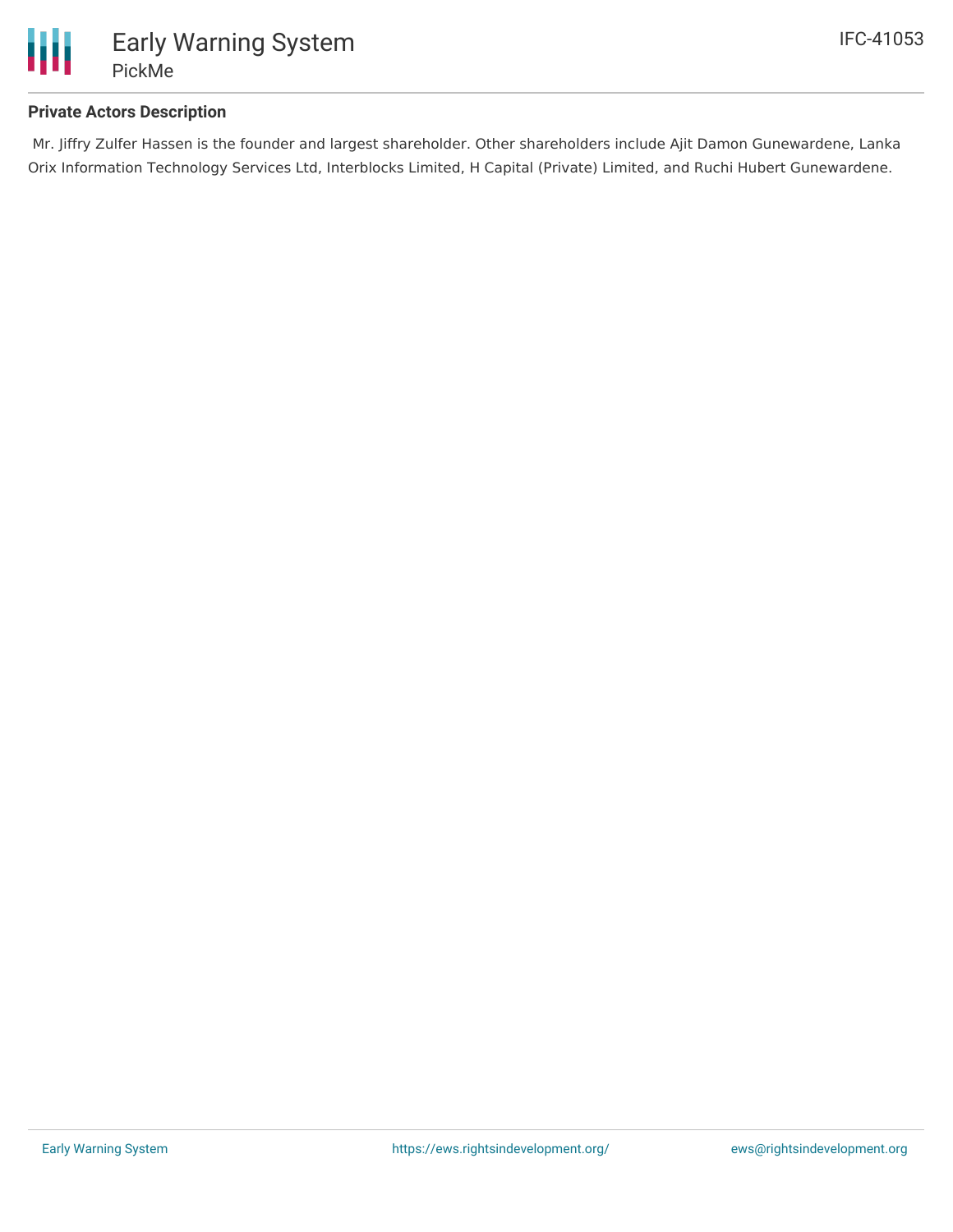### Private Actors Description

Mr. Jiffry Zulfer Hassen is the founder and largest shareholder. Other shareholders include Ajit Damon Gunewardene, Lanka Orix Information Technology Services Ltd, Interblocks Limited, H Capital (Private) Limited, and Ruchi Hubert Gunewardene.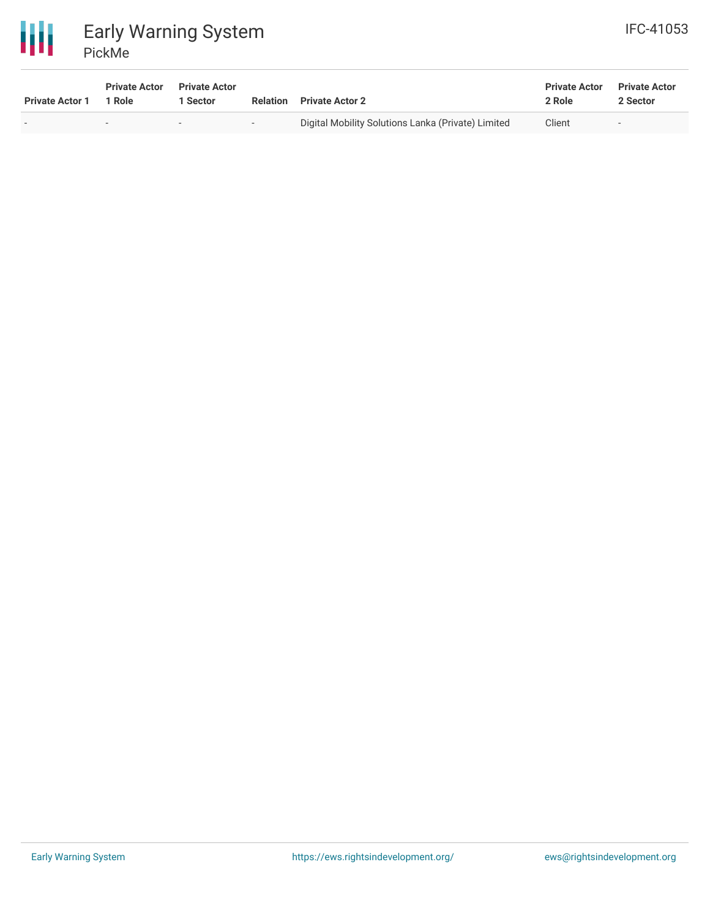| Private Actor 1 | Private Actor 1 Role | Private Actor 1 Sector | Relation | Private Actor 2 | Private Actor 2 Role | Private Actor 2 Sector |
| --- | --- | --- | --- | --- | --- | --- |
| - | - | - | - | Digital Mobility Solutions Lanka (Private) Limited | Client | - |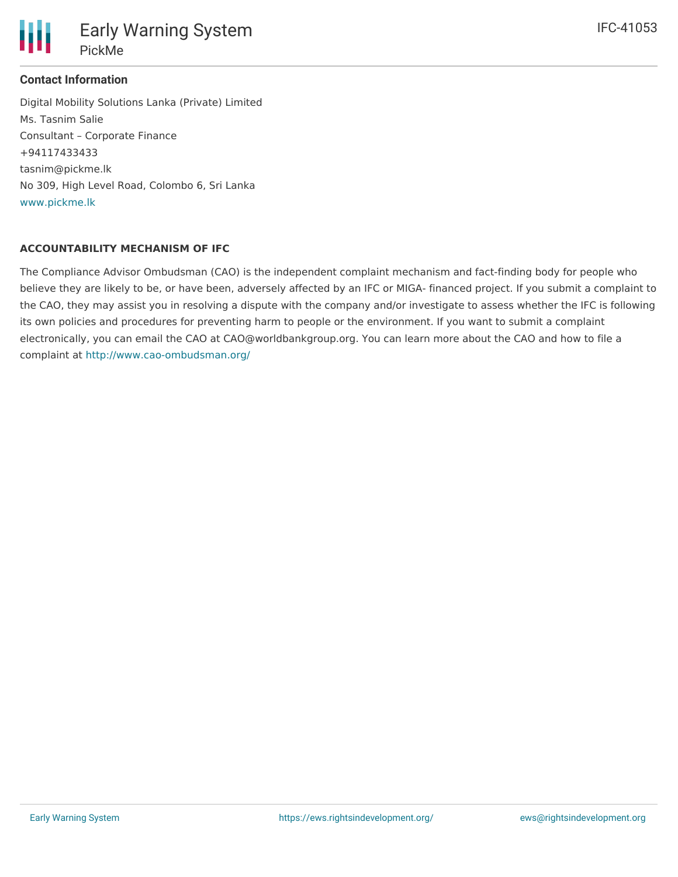## Contact Information

Digital Mobility Solutions Lanka (Private) Limited
Ms. Tasnim Salie
Consultant – Corporate Finance
+94117433433
tasnim@pickme.lk
No 309, High Level Road, Colombo 6, Sri Lanka
www.pickme.lk

**ACCOUNTABILITY MECHANISM OF IFC**

The Compliance Advisor Ombudsman (CAO) is the independent complaint mechanism and fact-finding body for people who believe they are likely to be, or have been, adversely affected by an IFC or MIGA- financed project. If you submit a complaint to the CAO, they may assist you in resolving a dispute with the company and/or investigate to assess whether the IFC is following its own policies and procedures for preventing harm to people or the environment. If you want to submit a complaint electronically, you can email the CAO at CAO@worldbankgroup.org. You can learn more about the CAO and how to file a complaint at http://www.cao-ombudsman.org/